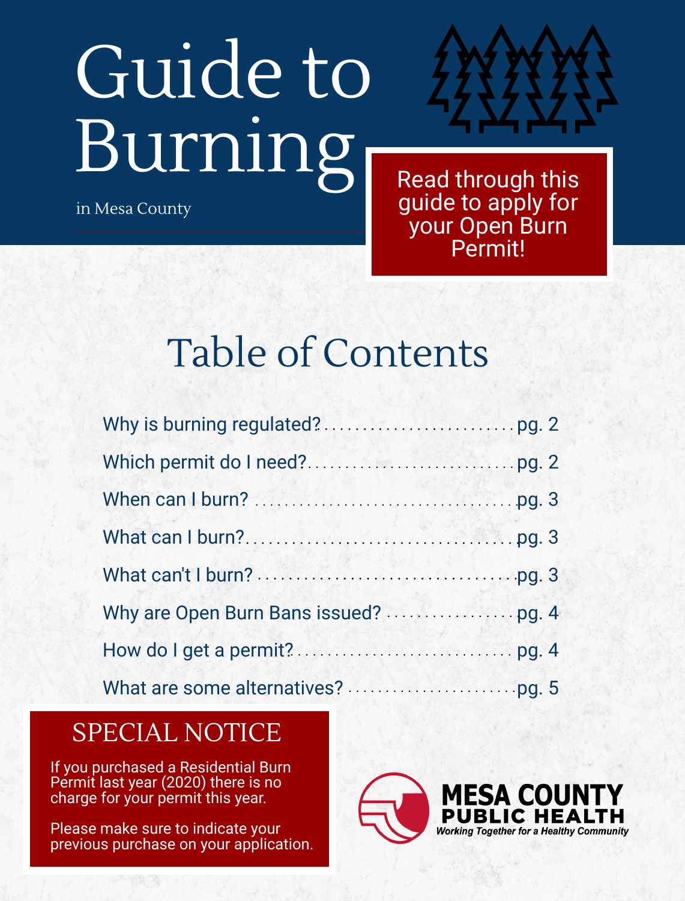# Guide to Burning

in Mesa County

**Read through this guide to apply for your Open Burn Permit!**

## Table of Contents

| | |
|---|---|
| Why is burning regulated? | pg. 2 |
| Which permit do I need? | pg. 2 |
| When can I burn? | pg. 3 |
| What can I burn? | pg. 3 |
| What can't I burn? | pg. 3 |
| Why are Open Burn Bans issued? | pg. 4 |
| How do I get a permit? | pg. 4 |
| What are some alternatives? | pg. 5 |

## SPECIAL NOTICE

If you purchased a Residential Burn Permit last year (2020) there is no charge for your permit this year.

Please make sure to indicate your previous purchase on your application.

**MESA COUNTY PUBLIC HEALTH**

*Working Together for a Healthy Community*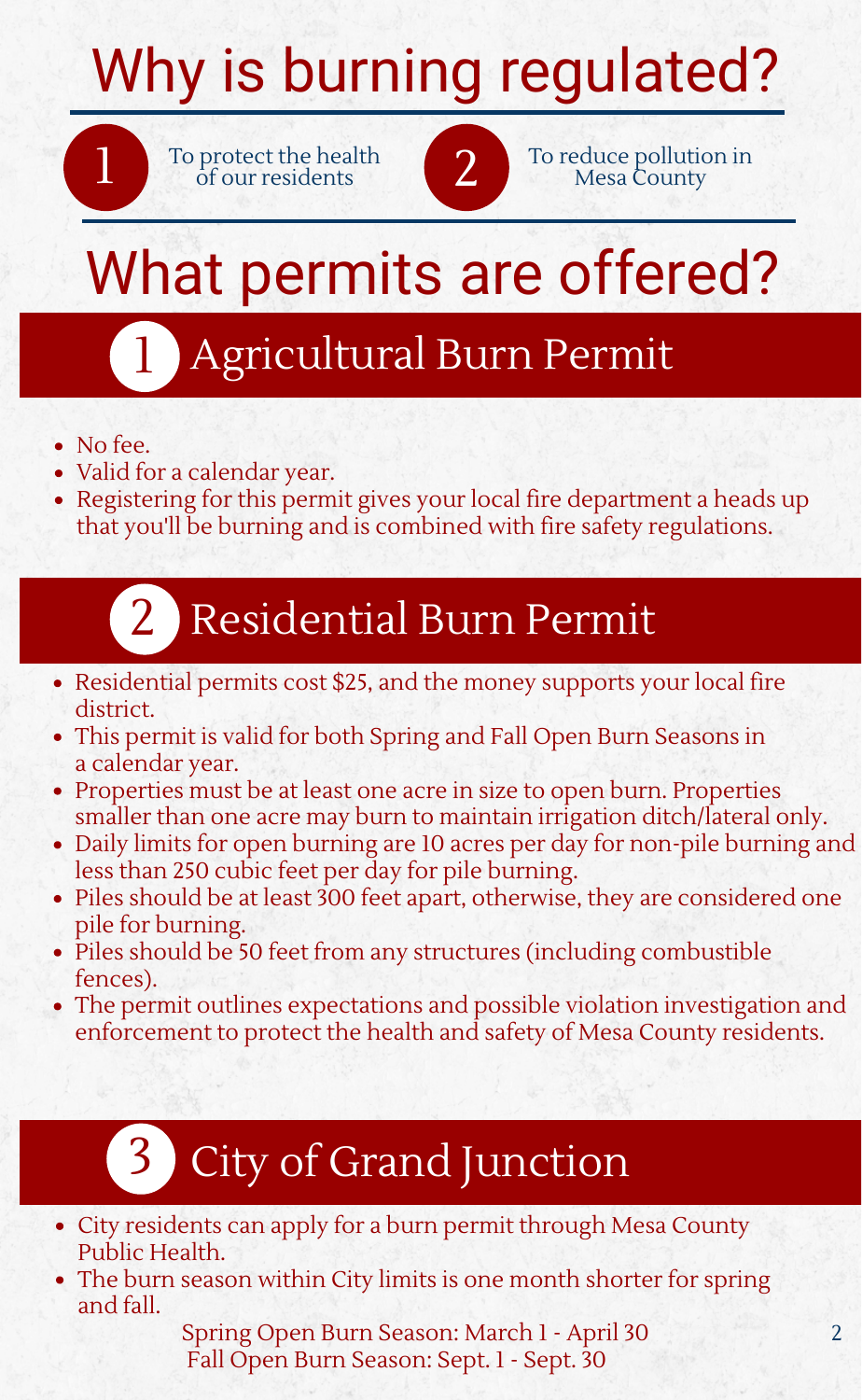# Why is burning regulated?

1. To protect the health of our residents
2. To reduce pollution in Mesa County

# What permits are offered?

## 1 Agricultural Burn Permit

- No fee.
- Valid for a calendar year.
- Registering for this permit gives your local fire department a heads up that you'll be burning and is combined with fire safety regulations.

## 2 Residential Burn Permit

- Residential permits cost $25, and the money supports your local fire district.
- This permit is valid for both Spring and Fall Open Burn Seasons in a calendar year.
- Properties must be at least one acre in size to open burn. Properties smaller than one acre may burn to maintain irrigation ditch/lateral only.
- Daily limits for open burning are 10 acres per day for non-pile burning and less than 250 cubic feet per day for pile burning.
- Piles should be at least 300 feet apart, otherwise, they are considered one pile for burning.
- Piles should be 50 feet from any structures (including combustible fences).
- The permit outlines expectations and possible violation investigation and enforcement to protect the health and safety of Mesa County residents.

## 3 City of Grand Junction

- City residents can apply for a burn permit through Mesa County Public Health.
- The burn season within City limits is one month shorter for spring and fall.

Spring Open Burn Season: March 1 - April 30
Fall Open Burn Season: Sept. 1 - Sept. 30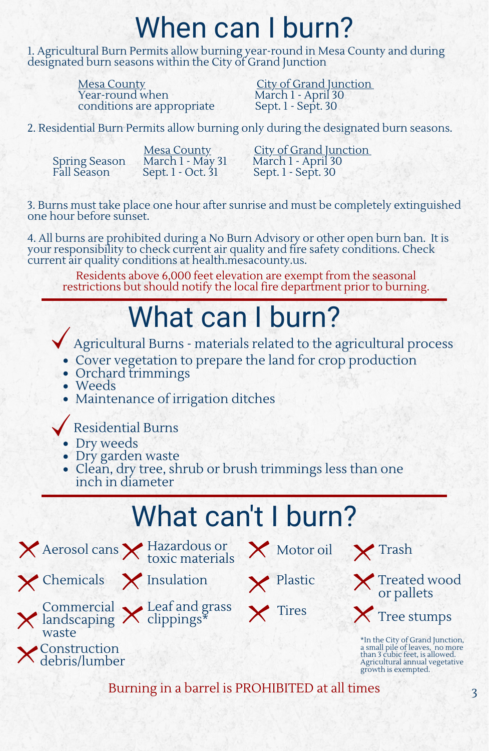# When can I burn?

1. Agricultural Burn Permits allow burning year-round in Mesa County and during designated burn seasons within the City of Grand Junction

| Mesa County | City of Grand Junction |
| --- | --- |
| Year-round when conditions are appropriate | March 1 - April 30<br>Sept. 1 - Sept. 30 |

2. Residential Burn Permits allow burning only during the designated burn seasons.

| | Mesa County | City of Grand Junction |
| --- | --- | --- |
| Spring Season | March 1 - May 31 | March 1 - April 30 |
| Fall Season | Sept. 1 - Oct. 31 | Sept. 1 - Sept. 30 |

3. Burns must take place one hour after sunrise and must be completely extinguished one hour before sunset.

4. All burns are prohibited during a No Burn Advisory or other open burn ban. It is your responsibility to check current air quality and fire safety conditions. Check current air quality conditions at health.mesacounty.us.

Residents above 6,000 feet elevation are exempt from the seasonal restrictions but should notify the local fire department prior to burning.

# What can I burn?

✓ Agricultural Burns - materials related to the agricultural process

- Cover vegetation to prepare the land for crop production
- Orchard trimmings
- Weeds
- Maintenance of irrigation ditches

✓ Residential Burns

- Dry weeds
- Dry garden waste
- Clean, dry tree, shrub or brush trimmings less than one inch in diameter

# What can't I burn?

- ✗ Aerosol cans
- ✗ Chemicals
- ✗ Commercial landscaping waste
- ✗ Construction debris/lumber
- ✗ Hazardous or toxic materials
- ✗ Insulation
- ✗ Leaf and grass clippings*
- ✗ Motor oil
- ✗ Plastic
- ✗ Tires
- ✗ Trash
- ✗ Treated wood or pallets
- ✗ Tree stumps

*In the City of Grand Junction, a small pile of leaves, no more than 3 cubic feet, is allowed. Agricultural annual vegetative growth is exempted.

Burning in a barrel is PROHIBITED at all times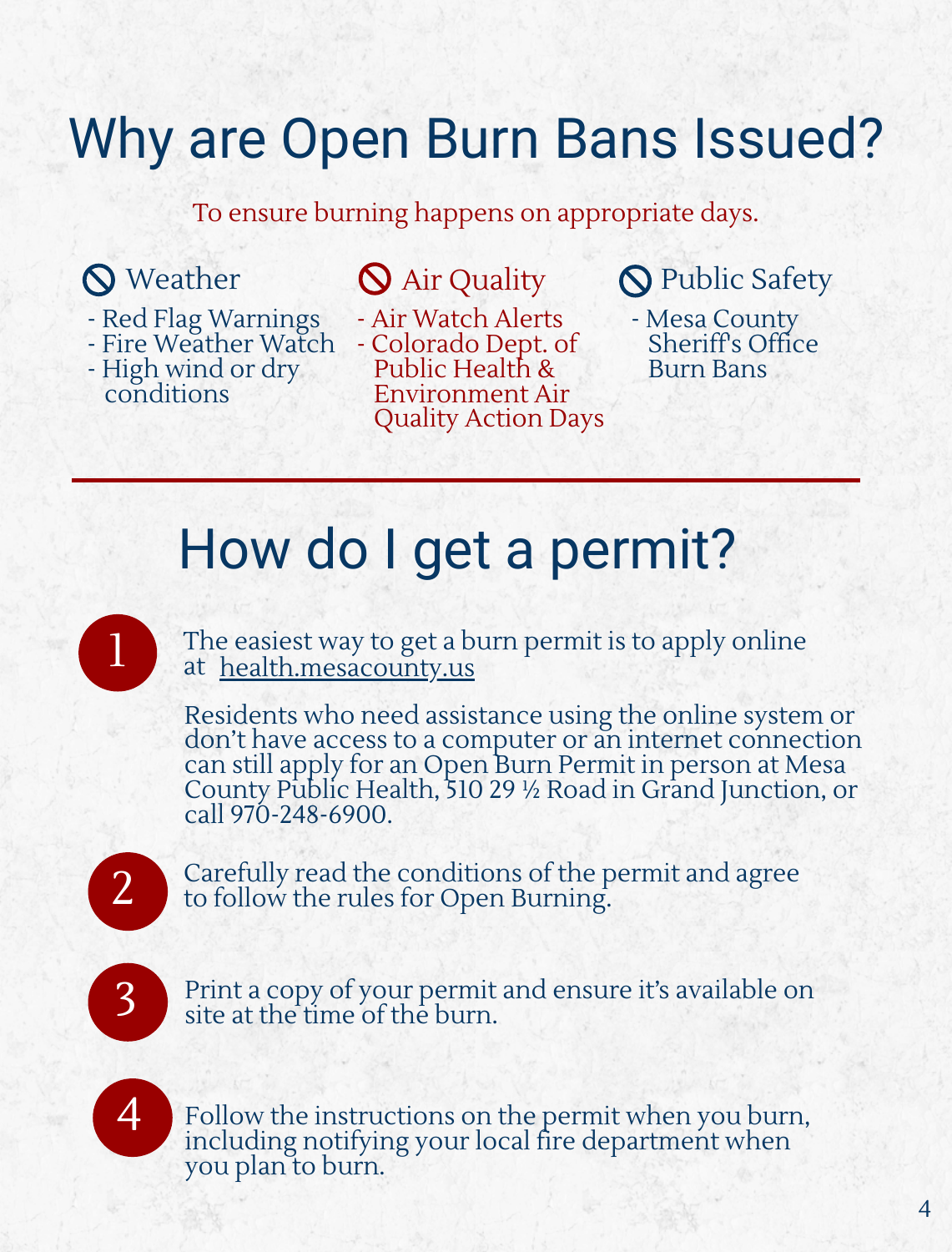# Why are Open Burn Bans Issued?

To ensure burning happens on appropriate days.

### Weather

- Red Flag Warnings
- Fire Weather Watch
- High wind or dry conditions

### Air Quality

- Air Watch Alerts
- Colorado Dept. of Public Health & Environment Air Quality Action Days

### Public Safety

- Mesa County Sheriff's Office Burn Bans

# How do I get a permit?

1. The easiest way to get a burn permit is to apply online at health.mesacounty.us

   Residents who need assistance using the online system or don't have access to a computer or an internet connection can still apply for an Open Burn Permit in person at Mesa County Public Health, 510 29 ½ Road in Grand Junction, or call 970-248-6900.

2. Carefully read the conditions of the permit and agree to follow the rules for Open Burning.

3. Print a copy of your permit and ensure it's available on site at the time of the burn.

4. Follow the instructions on the permit when you burn, including notifying your local fire department when you plan to burn.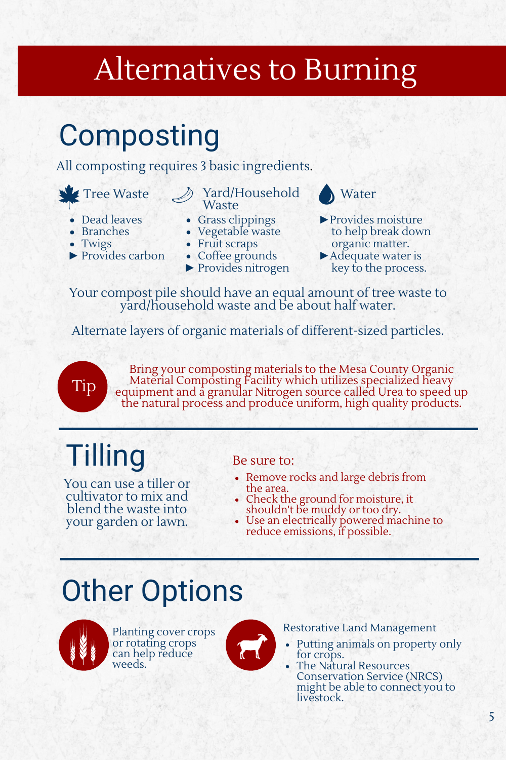# Alternatives to Burning

## Composting

All composting requires 3 basic ingredients.

### Tree Waste

- Dead leaves
- Branches
- Twigs

► Provides carbon

### Yard/Household Waste

- Grass clippings
- Vegetable waste
- Fruit scraps
- Coffee grounds

► Provides nitrogen

### Water

► Provides moisture to help break down organic matter.

► Adequate water is key to the process.

Your compost pile should have an equal amount of tree waste to yard/household waste and be about half water.

Alternate layers of organic materials of different-sized particles.

**Tip:** Bring your composting materials to the Mesa County Organic Material Composting Facility which utilizes specialized heavy equipment and a granular Nitrogen source called Urea to speed up the natural process and produce uniform, high quality products.

## Tilling

You can use a tiller or cultivator to mix and blend the waste into your garden or lawn.

Be sure to:

- Remove rocks and large debris from the area.
- Check the ground for moisture, it shouldn't be muddy or too dry.
- Use an electrically powered machine to reduce emissions, if possible.

## Other Options

Planting cover crops or rotating crops can help reduce weeds.

Restorative Land Management

- Putting animals on property only for crops.
- The Natural Resources Conservation Service (NRCS) might be able to connect you to livestock.